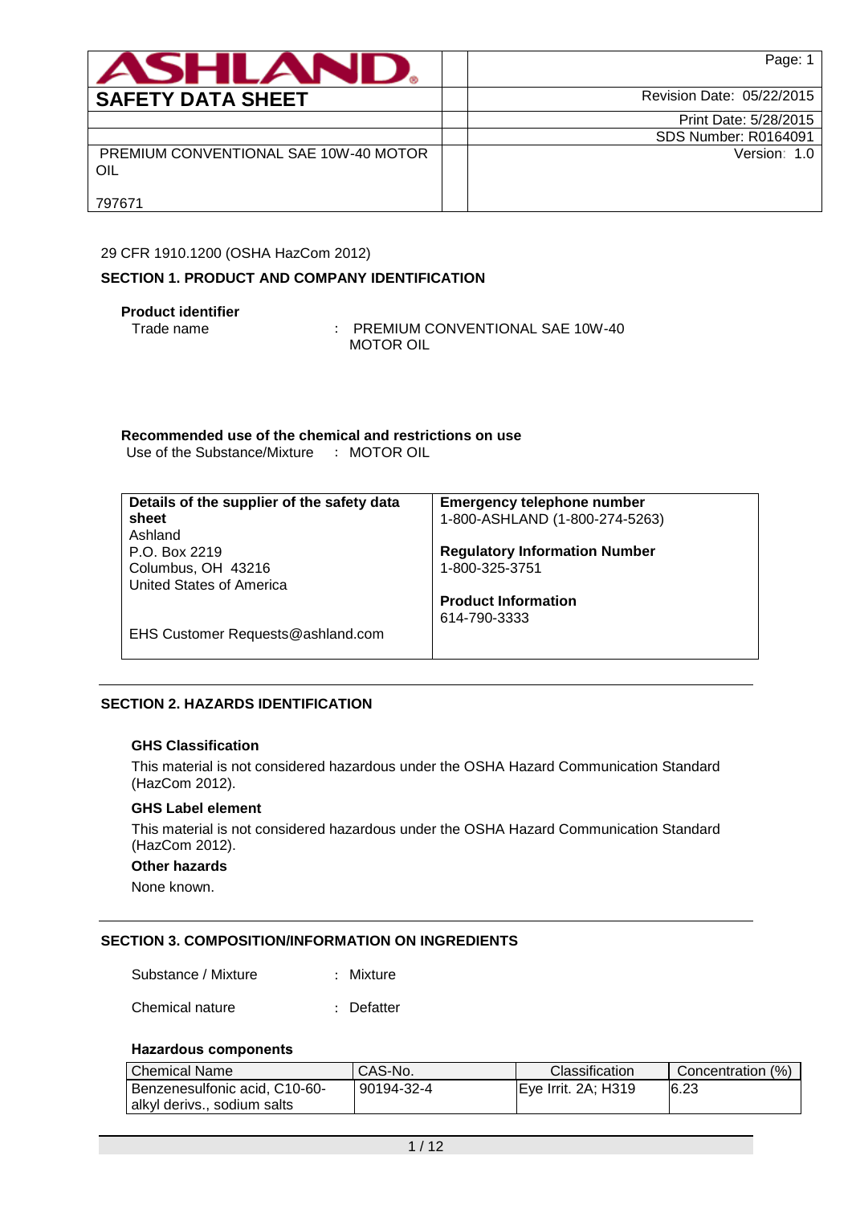| ASHLAND | | Page: 1 |
|---|---|---|
| **SAFETY DATA SHEET** | | Revision Date: 05/22/2015 |
| | | Print Date: 5/28/2015 |
| | | SDS Number: R0164091 |
| PREMIUM CONVENTIONAL SAE 10W-40 MOTOR OIL<br><br>797671 | | Version: 1.0 |

29 CFR 1910.1200 (OSHA HazCom 2012)

## SECTION 1. PRODUCT AND COMPANY IDENTIFICATION

**Product identifier**

Trade name : PREMIUM CONVENTIONAL SAE 10W-40 MOTOR OIL

**Recommended use of the chemical and restrictions on use**

Use of the Substance/Mixture : MOTOR OIL

| **Details of the supplier of the safety data sheet** | **Emergency telephone number** |
|---|---|
| Ashland<br>P.O. Box 2219<br>Columbus, OH 43216<br>United States of America<br><br>EHS Customer Requests@ashland.com | 1-800-ASHLAND (1-800-274-5263)<br><br>**Regulatory Information Number**<br>1-800-325-3751<br><br>**Product Information**<br>614-790-3333 |

## SECTION 2. HAZARDS IDENTIFICATION

### GHS Classification

This material is not considered hazardous under the OSHA Hazard Communication Standard (HazCom 2012).

### GHS Label element

This material is not considered hazardous under the OSHA Hazard Communication Standard (HazCom 2012).

### Other hazards

None known.

## SECTION 3. COMPOSITION/INFORMATION ON INGREDIENTS

Substance / Mixture : Mixture

Chemical nature : Defatter

### Hazardous components

| Chemical Name | CAS-No. | Classification | Concentration (%) |
|---|---|---|---|
| Benzenesulfonic acid, C10-60-alkyl derivs., sodium salts | 90194-32-4 | Eye Irrit. 2A; H319 | 6.23 |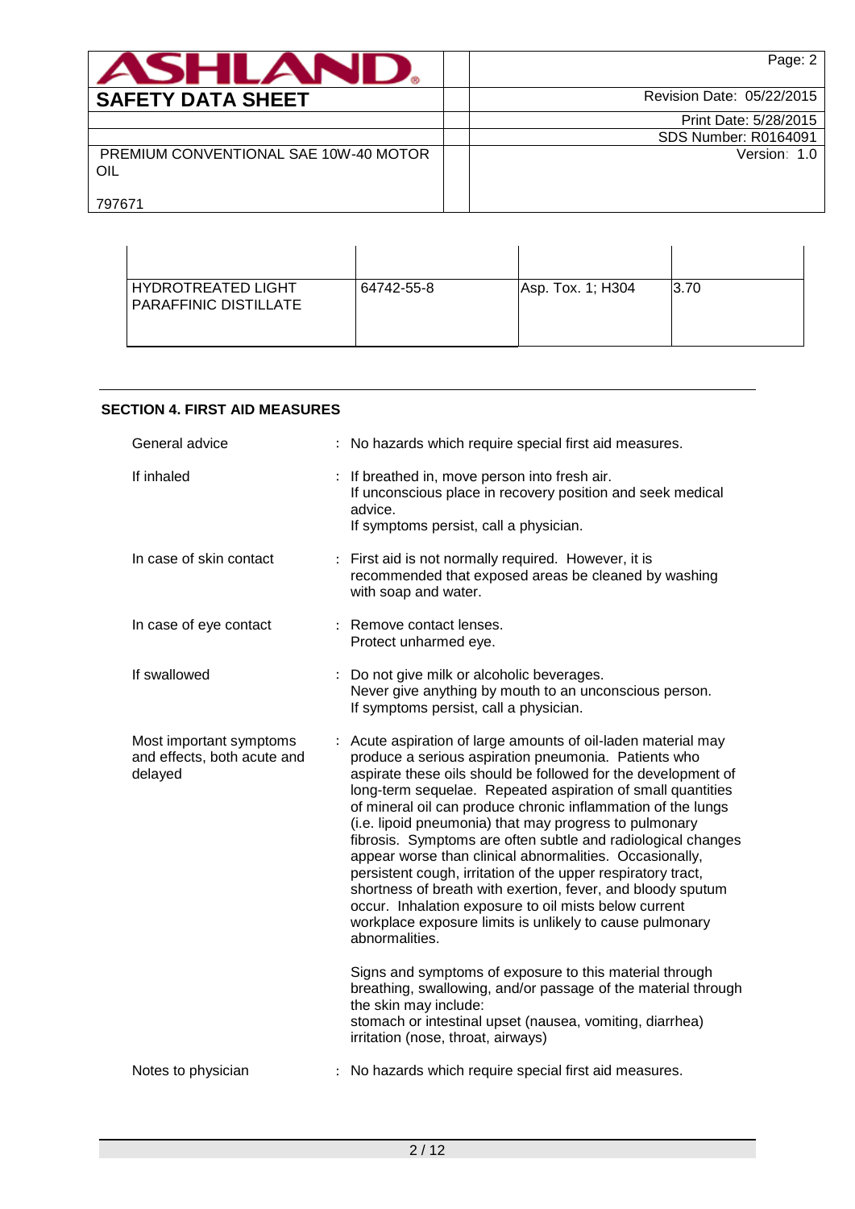| | | | |
|---|---|---|---|
| HYDROTREATED LIGHT PARAFFINIC DISTILLATE | 64742-55-8 | Asp. Tox. 1; H304 | 3.70 |

## SECTION 4. FIRST AID MEASURES

General advice : No hazards which require special first aid measures.

If inhaled : If breathed in, move person into fresh air.
If unconscious place in recovery position and seek medical advice.
If symptoms persist, call a physician.

In case of skin contact : First aid is not normally required. However, it is recommended that exposed areas be cleaned by washing with soap and water.

In case of eye contact : Remove contact lenses.
Protect unharmed eye.

If swallowed : Do not give milk or alcoholic beverages.
Never give anything by mouth to an unconscious person.
If symptoms persist, call a physician.

Most important symptoms and effects, both acute and delayed : Acute aspiration of large amounts of oil-laden material may produce a serious aspiration pneumonia. Patients who aspirate these oils should be followed for the development of long-term sequelae. Repeated aspiration of small quantities of mineral oil can produce chronic inflammation of the lungs (i.e. lipoid pneumonia) that may progress to pulmonary fibrosis. Symptoms are often subtle and radiological changes appear worse than clinical abnormalities. Occasionally, persistent cough, irritation of the upper respiratory tract, shortness of breath with exertion, fever, and bloody sputum occur. Inhalation exposure to oil mists below current workplace exposure limits is unlikely to cause pulmonary abnormalities.

Signs and symptoms of exposure to this material through breathing, swallowing, and/or passage of the material through the skin may include:
stomach or intestinal upset (nausea, vomiting, diarrhea)
irritation (nose, throat, airways)

Notes to physician : No hazards which require special first aid measures.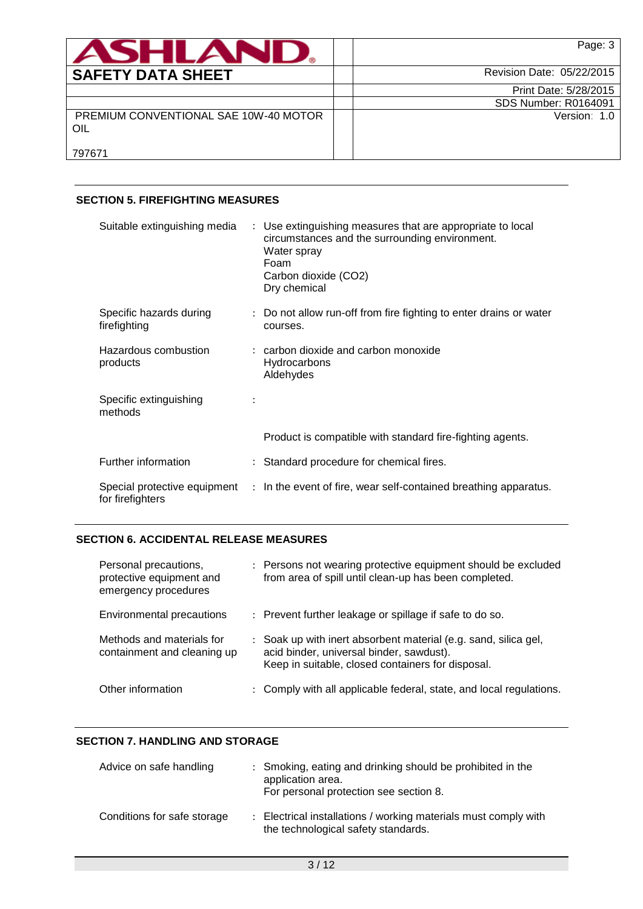## SECTION 5. FIREFIGHTING MEASURES

| | |
|---|---|
| Suitable extinguishing media | : Use extinguishing measures that are appropriate to local circumstances and the surrounding environment.<br>Water spray<br>Foam<br>Carbon dioxide ($CO_2$)<br>Dry chemical |
| Specific hazards during firefighting | : Do not allow run-off from fire fighting to enter drains or water courses. |
| Hazardous combustion products | : carbon dioxide and carbon monoxide<br>Hydrocarbons<br>Aldehydes |
| Specific extinguishing methods | : |
| | Product is compatible with standard fire-fighting agents. |
| Further information | : Standard procedure for chemical fires. |
| Special protective equipment for firefighters | : In the event of fire, wear self-contained breathing apparatus. |

## SECTION 6. ACCIDENTAL RELEASE MEASURES

| | |
|---|---|
| Personal precautions, protective equipment and emergency procedures | : Persons not wearing protective equipment should be excluded from area of spill until clean-up has been completed. |
| Environmental precautions | : Prevent further leakage or spillage if safe to do so. |
| Methods and materials for containment and cleaning up | : Soak up with inert absorbent material (e.g. sand, silica gel, acid binder, universal binder, sawdust).<br>Keep in suitable, closed containers for disposal. |
| Other information | : Comply with all applicable federal, state, and local regulations. |

## SECTION 7. HANDLING AND STORAGE

| | |
|---|---|
| Advice on safe handling | : Smoking, eating and drinking should be prohibited in the application area.<br>For personal protection see section 8. |
| Conditions for safe storage | : Electrical installations / working materials must comply with the technological safety standards. |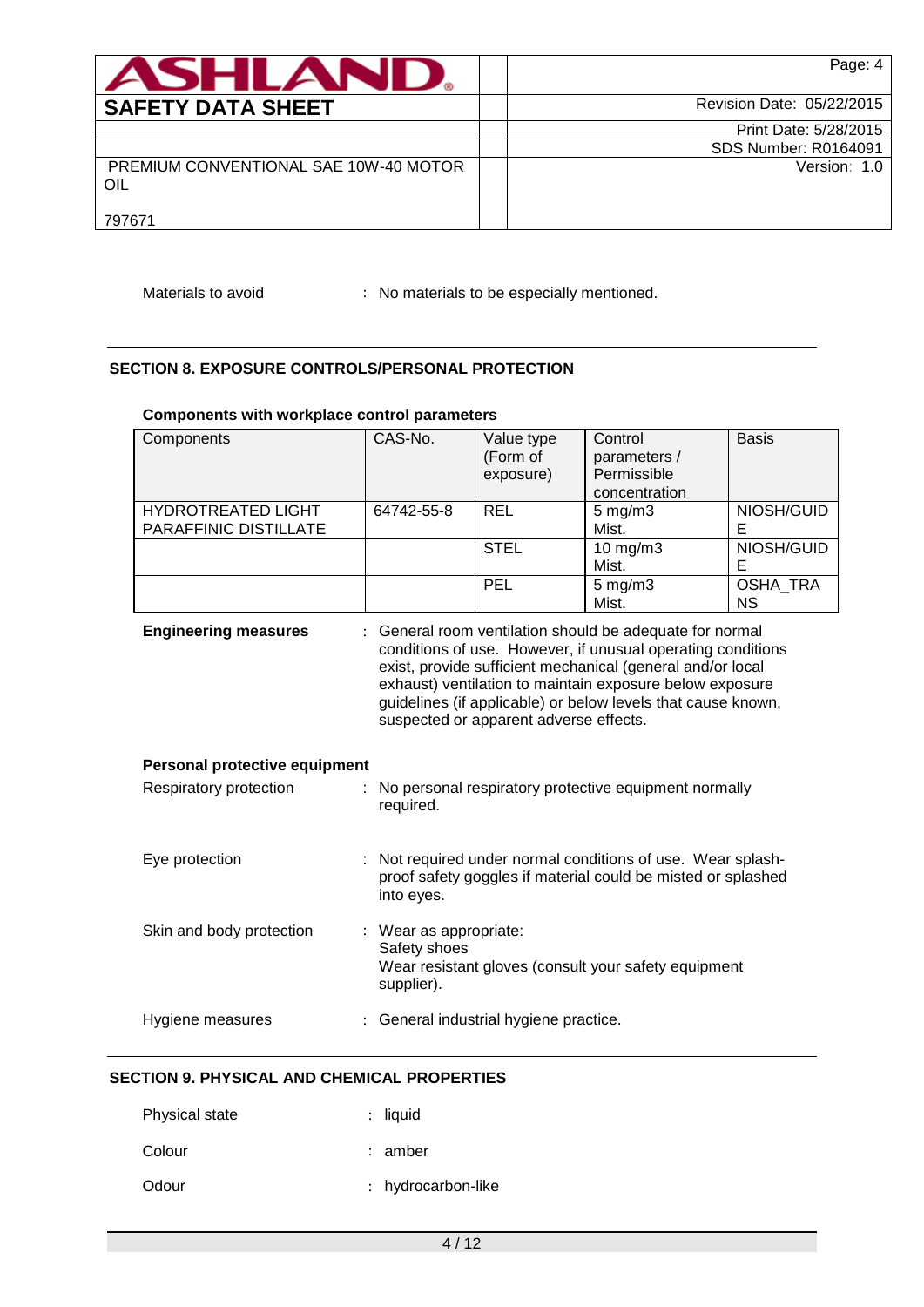Materials to avoid : No materials to be especially mentioned.

## SECTION 8. EXPOSURE CONTROLS/PERSONAL PROTECTION

**Components with workplace control parameters**

| Components | CAS-No. | Value type (Form of exposure) | Control parameters / Permissible concentration | Basis |
|---|---|---|---|---|
| HYDROTREATED LIGHT PARAFFINIC DISTILLATE | 64742-55-8 | REL | 5 mg/m3 Mist. | NIOSH/GUIDE |
| | | STEL | 10 mg/m3 Mist. | NIOSH/GUIDE |
| | | PEL | 5 mg/m3 Mist. | OSHA_TRANS |

**Engineering measures** : General room ventilation should be adequate for normal conditions of use. However, if unusual operating conditions exist, provide sufficient mechanical (general and/or local exhaust) ventilation to maintain exposure below exposure guidelines (if applicable) or below levels that cause known, suspected or apparent adverse effects.

**Personal protective equipment**

Respiratory protection : No personal respiratory protective equipment normally required.

Eye protection : Not required under normal conditions of use. Wear splash-proof safety goggles if material could be misted or splashed into eyes.

Skin and body protection : Wear as appropriate:
Safety shoes
Wear resistant gloves (consult your safety equipment supplier).

Hygiene measures : General industrial hygiene practice.

## SECTION 9. PHYSICAL AND CHEMICAL PROPERTIES

Physical state : liquid

Colour : amber

Odour : hydrocarbon-like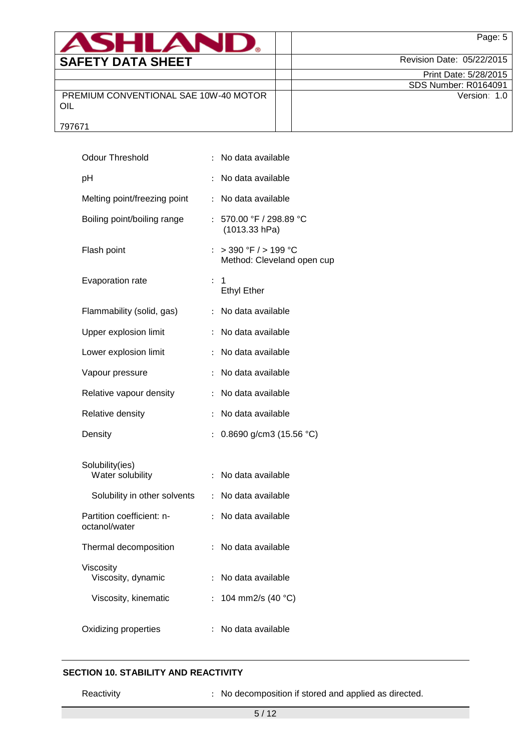| | | |
|---|---|---|
| Odour Threshold | : | No data available |
| pH | : | No data available |
| Melting point/freezing point | : | No data available |
| Boiling point/boiling range | : | 570.00 °F / 298.89 °C (1013.33 hPa) |
| Flash point | : | > 390 °F / > 199 °C Method: Cleveland open cup |
| Evaporation rate | : | 1 Ethyl Ether |
| Flammability (solid, gas) | : | No data available |
| Upper explosion limit | : | No data available |
| Lower explosion limit | : | No data available |
| Vapour pressure | : | No data available |
| Relative vapour density | : | No data available |
| Relative density | : | No data available |
| Density | : | 0.8690 g/cm3 (15.56 °C) |
| Solubility(ies) | | |
| Water solubility | : | No data available |
| Solubility in other solvents | : | No data available |
| Partition coefficient: n-octanol/water | : | No data available |
| Thermal decomposition | : | No data available |
| Viscosity | | |
| Viscosity, dynamic | : | No data available |
| Viscosity, kinematic | : | 104 mm2/s (40 °C) |
| Oxidizing properties | : | No data available |

## SECTION 10. STABILITY AND REACTIVITY

| | | |
|---|---|---|
| Reactivity | : | No decomposition if stored and applied as directed. |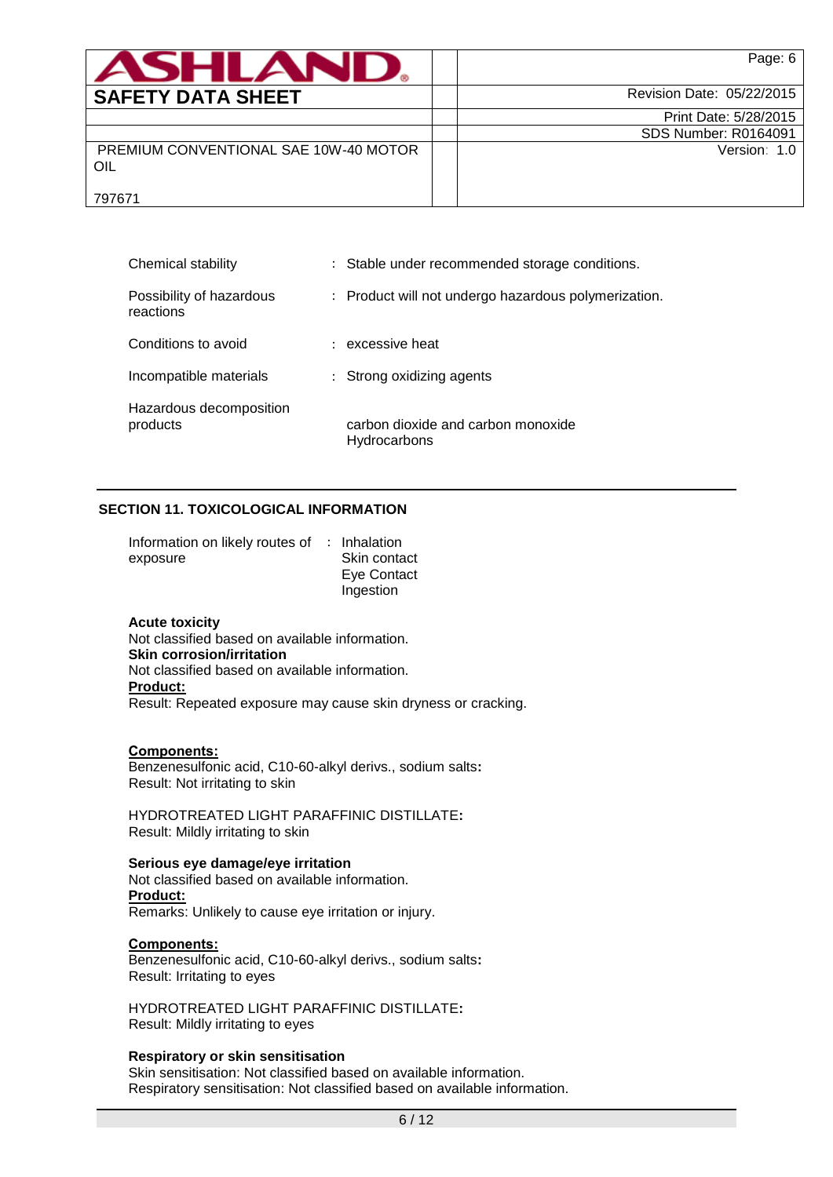| | |
|---|---|
| Chemical stability | : Stable under recommended storage conditions. |
| Possibility of hazardous reactions | : Product will not undergo hazardous polymerization. |
| Conditions to avoid | : excessive heat |
| Incompatible materials | : Strong oxidizing agents |
| Hazardous decomposition products | carbon dioxide and carbon monoxide<br>Hydrocarbons |

## SECTION 11. TOXICOLOGICAL INFORMATION

| | |
|---|---|
| Information on likely routes of exposure | : Inhalation<br>Skin contact<br>Eye Contact<br>Ingestion |

**Acute toxicity**
Not classified based on available information.
**Skin corrosion/irritation**
Not classified based on available information.
**Product:**
Result: Repeated exposure may cause skin dryness or cracking.

**Components:**
Benzenesulfonic acid, C10-60-alkyl derivs., sodium salts**:**
Result: Not irritating to skin

HYDROTREATED LIGHT PARAFFINIC DISTILLATE**:**
Result: Mildly irritating to skin

**Serious eye damage/eye irritation**
Not classified based on available information.
**Product:**
Remarks: Unlikely to cause eye irritation or injury.

**Components:**
Benzenesulfonic acid, C10-60-alkyl derivs., sodium salts**:**
Result: Irritating to eyes

HYDROTREATED LIGHT PARAFFINIC DISTILLATE**:**
Result: Mildly irritating to eyes

**Respiratory or skin sensitisation**
Skin sensitisation: Not classified based on available information.
Respiratory sensitisation: Not classified based on available information.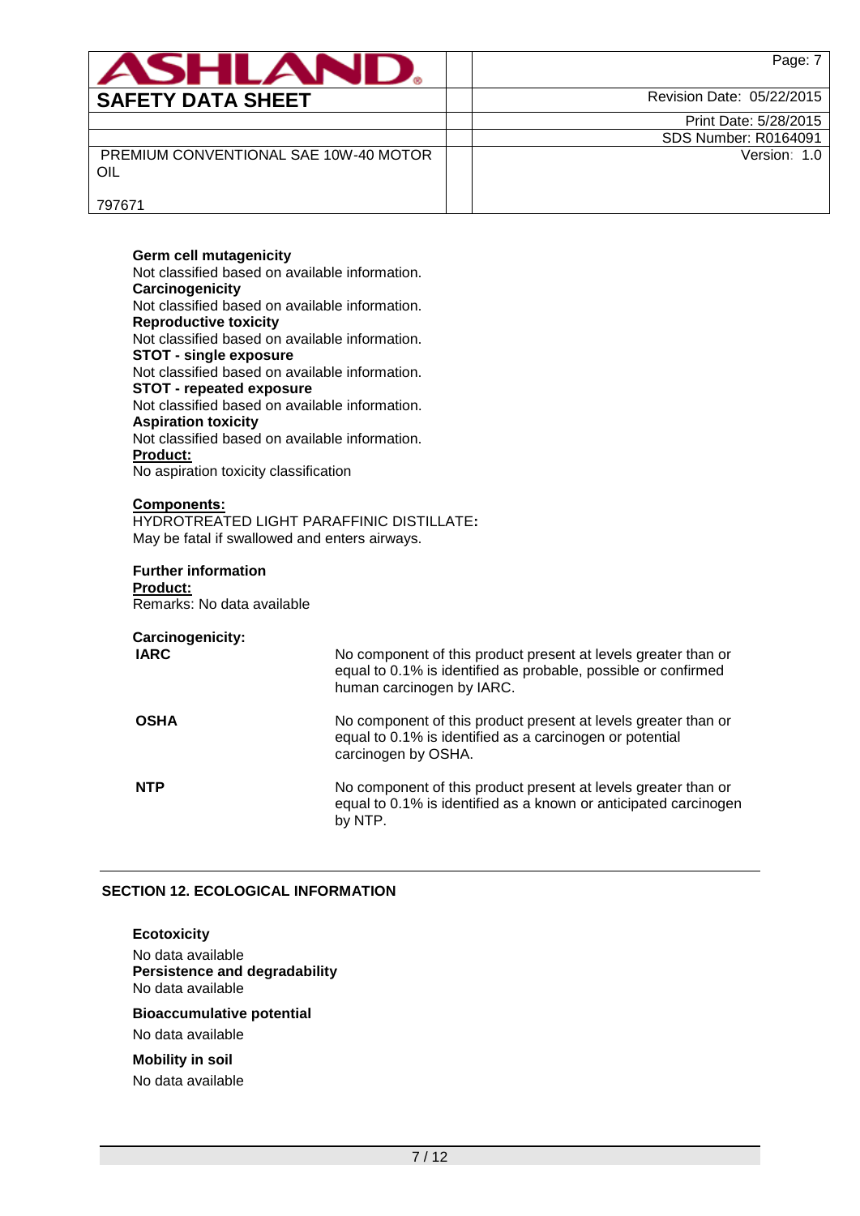**Germ cell mutagenicity**
Not classified based on available information.
**Carcinogenicity**
Not classified based on available information.
**Reproductive toxicity**
Not classified based on available information.
**STOT - single exposure**
Not classified based on available information.
**STOT - repeated exposure**
Not classified based on available information.
**Aspiration toxicity**
Not classified based on available information.
**Product:**
No aspiration toxicity classification

**Components:**
HYDROTREATED LIGHT PARAFFINIC DISTILLATE**:**
May be fatal if swallowed and enters airways.

**Further information**
**Product:**
Remarks: No data available

**Carcinogenicity:**

| | |
|---|---|
| **IARC** | No component of this product present at levels greater than or equal to 0.1% is identified as probable, possible or confirmed human carcinogen by IARC. |
| **OSHA** | No component of this product present at levels greater than or equal to 0.1% is identified as a carcinogen or potential carcinogen by OSHA. |
| **NTP** | No component of this product present at levels greater than or equal to 0.1% is identified as a known or anticipated carcinogen by NTP. |

## SECTION 12. ECOLOGICAL INFORMATION

**Ecotoxicity**
No data available
**Persistence and degradability**
No data available

**Bioaccumulative potential**
No data available

**Mobility in soil**
No data available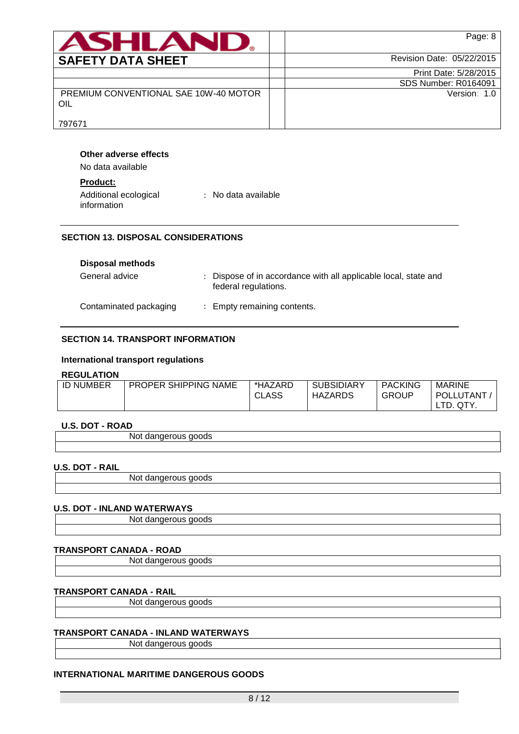**Other adverse effects**

No data available

**Product:**

Additional ecological information : No data available

### SECTION 13. DISPOSAL CONSIDERATIONS

**Disposal methods**

General advice : Dispose of in accordance with all applicable local, state and federal regulations.

Contaminated packaging : Empty remaining contents.

### SECTION 14. TRANSPORT INFORMATION

**International transport regulations**

**REGULATION**

| ID NUMBER | PROPER SHIPPING NAME | *HAZARD CLASS | SUBSIDIARY HAZARDS | PACKING GROUP | MARINE POLLUTANT / LTD. QTY. |
|---|---|---|---|---|---|

**U.S. DOT - ROAD**

Not dangerous goods

**U.S. DOT - RAIL**

Not dangerous goods

**U.S. DOT - INLAND WATERWAYS**

Not dangerous goods

**TRANSPORT CANADA - ROAD**

Not dangerous goods

**TRANSPORT CANADA - RAIL**

Not dangerous goods

**TRANSPORT CANADA - INLAND WATERWAYS**

Not dangerous goods

**INTERNATIONAL MARITIME DANGEROUS GOODS**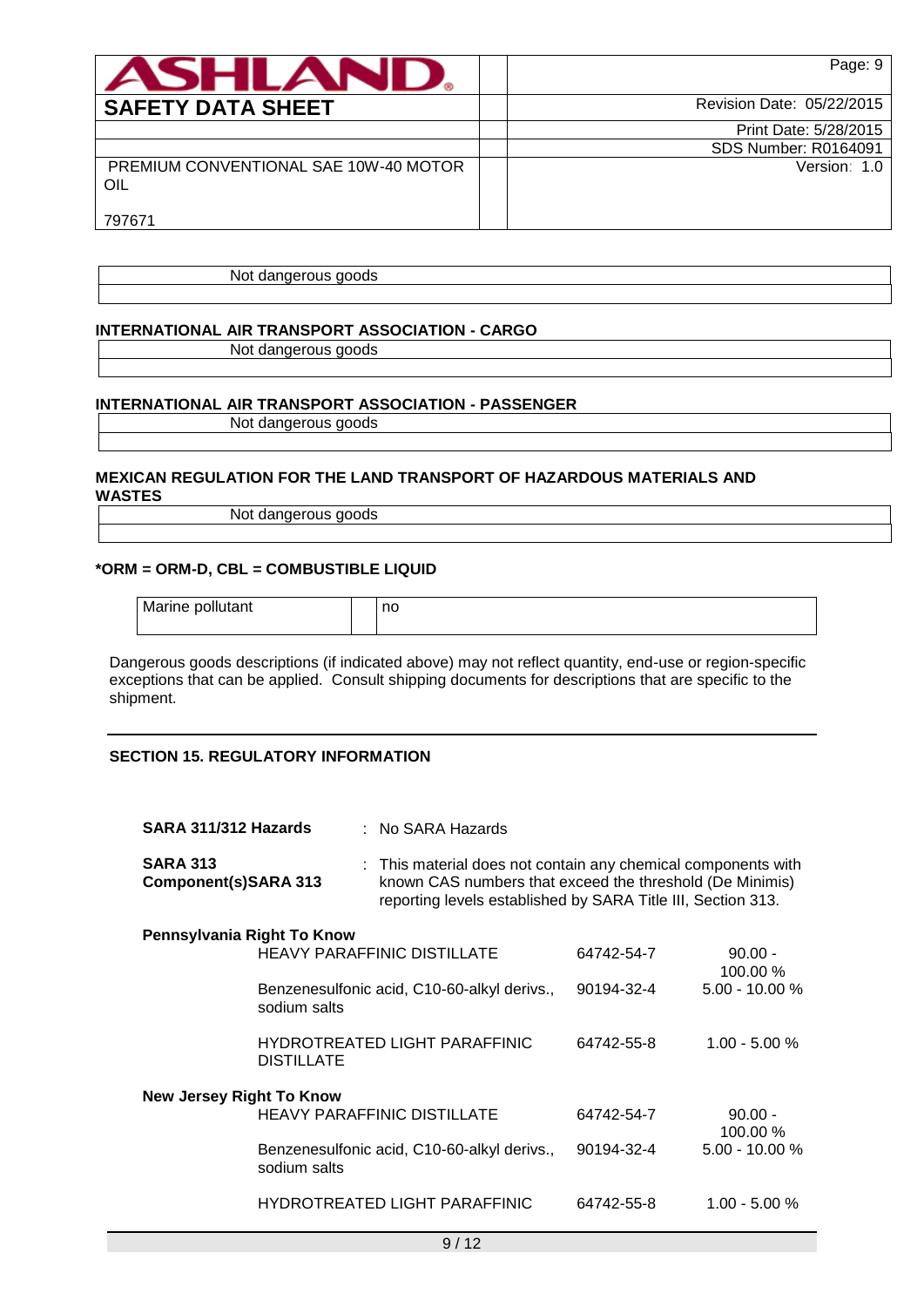| Not dangerous goods |
|---|
| |

**INTERNATIONAL AIR TRANSPORT ASSOCIATION - CARGO**

| Not dangerous goods |
|---|
| |

**INTERNATIONAL AIR TRANSPORT ASSOCIATION - PASSENGER**

| Not dangerous goods |
|---|
| |

**MEXICAN REGULATION FOR THE LAND TRANSPORT OF HAZARDOUS MATERIALS AND WASTES**

| Not dangerous goods |
|---|
| |

**\*ORM = ORM-D, CBL = COMBUSTIBLE LIQUID**

| Marine pollutant | no |
|---|---|

Dangerous goods descriptions (if indicated above) may not reflect quantity, end-use or region-specific exceptions that can be applied. Consult shipping documents for descriptions that are specific to the shipment.

## SECTION 15. REGULATORY INFORMATION

**SARA 311/312 Hazards** : No SARA Hazards

**SARA 313 Component(s)SARA 313** : This material does not contain any chemical components with known CAS numbers that exceed the threshold (De Minimis) reporting levels established by SARA Title III, Section 313.

**Pennsylvania Right To Know**

| Component | CAS | Concentration |
|---|---|---|
| HEAVY PARAFFINIC DISTILLATE | 64742-54-7 | 90.00 - 100.00 % |
| Benzenesulfonic acid, C10-60-alkyl derivs., sodium salts | 90194-32-4 | 5.00 - 10.00 % |
| HYDROTREATED LIGHT PARAFFINIC DISTILLATE | 64742-55-8 | 1.00 - 5.00 % |

**New Jersey Right To Know**

| Component | CAS | Concentration |
|---|---|---|
| HEAVY PARAFFINIC DISTILLATE | 64742-54-7 | 90.00 - 100.00 % |
| Benzenesulfonic acid, C10-60-alkyl derivs., sodium salts | 90194-32-4 | 5.00 - 10.00 % |
| HYDROTREATED LIGHT PARAFFINIC | 64742-55-8 | 1.00 - 5.00 % |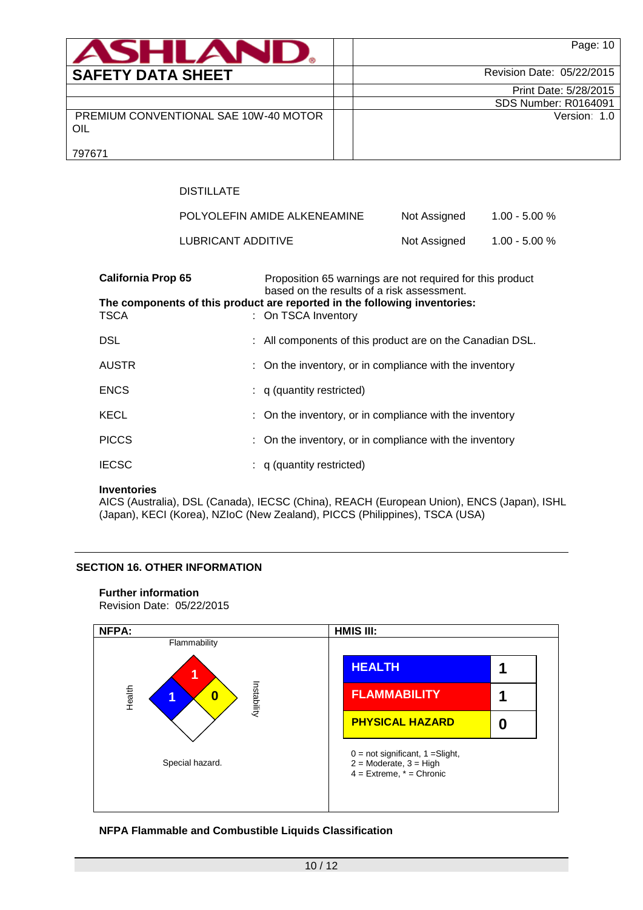| | | |
|---|---|---|
| DISTILLATE | | |
| POLYOLEFIN AMIDE ALKENEAMINE | Not Assigned | 1.00 - 5.00 % |
| LUBRICANT ADDITIVE | Not Assigned | 1.00 - 5.00 % |

**California Prop 65** Proposition 65 warnings are not required for this product based on the results of a risk assessment.

**The components of this product are reported in the following inventories:**

| | |
|---|---|
| TSCA | : On TSCA Inventory |
| DSL | : All components of this product are on the Canadian DSL. |
| AUSTR | : On the inventory, or in compliance with the inventory |
| ENCS | : q (quantity restricted) |
| KECL | : On the inventory, or in compliance with the inventory |
| PICCS | : On the inventory, or in compliance with the inventory |
| IECSC | : q (quantity restricted) |

**Inventories**
AICS (Australia), DSL (Canada), IECSC (China), REACH (European Union), ENCS (Japan), ISHL (Japan), KECI (Korea), NZIoC (New Zealand), PICCS (Philippines), TSCA (USA)

## SECTION 16. OTHER INFORMATION

**Further information**
Revision Date: 05/22/2015

**NFPA:**

Flammability: 1
Health: 1
Instability: 0
Special hazard.

**HMIS III:**

| | |
|---|---|
| HEALTH | 1 |
| FLAMMABILITY | 1 |
| PHYSICAL HAZARD | 0 |

0 = not significant, 1 =Slight,
2 = Moderate, 3 = High
4 = Extreme, * = Chronic

**NFPA Flammable and Combustible Liquids Classification**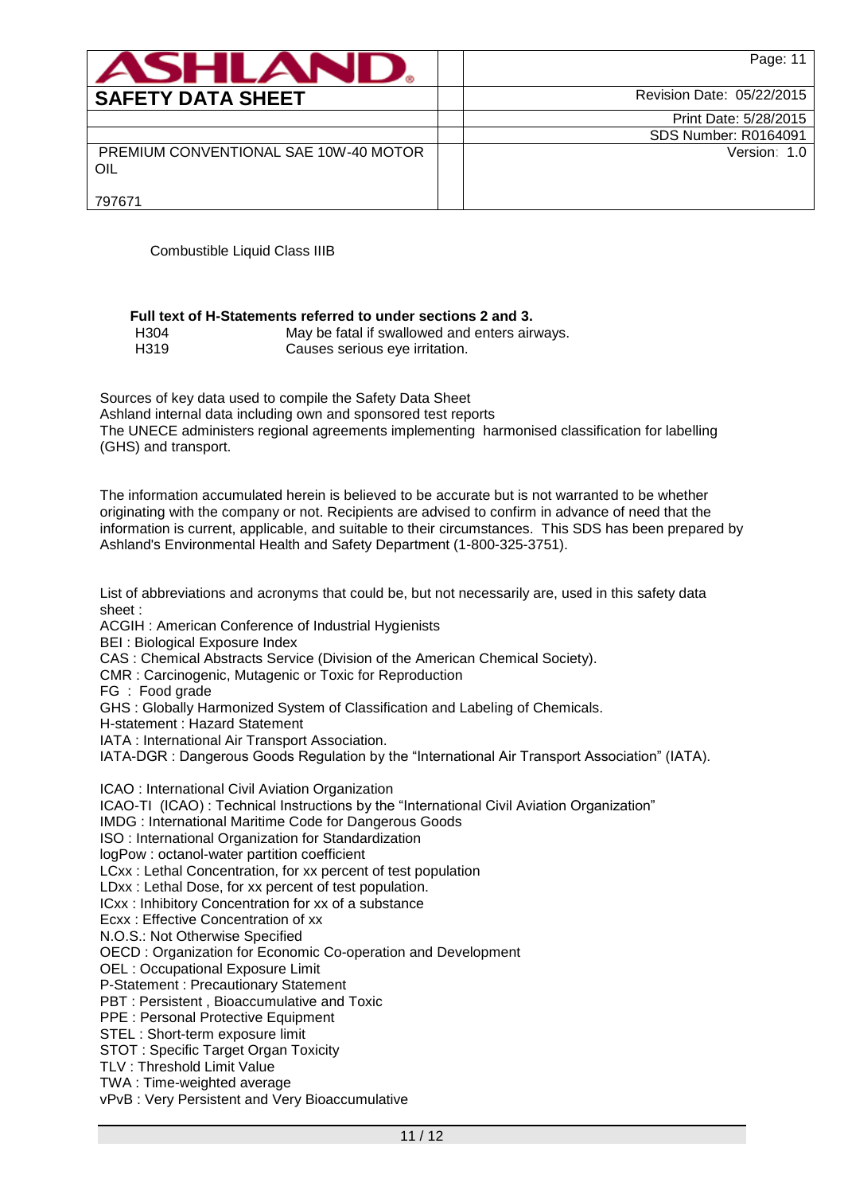Combustible Liquid Class IIIB

**Full text of H-Statements referred to under sections 2 and 3.**

| | |
|---|---|
| H304 | May be fatal if swallowed and enters airways. |
| H319 | Causes serious eye irritation. |

Sources of key data used to compile the Safety Data Sheet
Ashland internal data including own and sponsored test reports
The UNECE administers regional agreements implementing harmonised classification for labelling (GHS) and transport.

The information accumulated herein is believed to be accurate but is not warranted to be whether originating with the company or not. Recipients are advised to confirm in advance of need that the information is current, applicable, and suitable to their circumstances. This SDS has been prepared by Ashland's Environmental Health and Safety Department (1-800-325-3751).

List of abbreviations and acronyms that could be, but not necessarily are, used in this safety data sheet :
ACGIH : American Conference of Industrial Hygienists
BEI : Biological Exposure Index
CAS : Chemical Abstracts Service (Division of the American Chemical Society).
CMR : Carcinogenic, Mutagenic or Toxic for Reproduction
FG : Food grade
GHS : Globally Harmonized System of Classification and Labeling of Chemicals.
H-statement : Hazard Statement
IATA : International Air Transport Association.
IATA-DGR : Dangerous Goods Regulation by the "International Air Transport Association" (IATA).

ICAO : International Civil Aviation Organization
ICAO-TI (ICAO) : Technical Instructions by the "International Civil Aviation Organization"
IMDG : International Maritime Code for Dangerous Goods
ISO : International Organization for Standardization
logPow : octanol-water partition coefficient
LCxx : Lethal Concentration, for xx percent of test population
LDxx : Lethal Dose, for xx percent of test population.
ICxx : Inhibitory Concentration for xx of a substance
Ecxx : Effective Concentration of xx
N.O.S.: Not Otherwise Specified
OECD : Organization for Economic Co-operation and Development
OEL : Occupational Exposure Limit
P-Statement : Precautionary Statement
PBT : Persistent , Bioaccumulative and Toxic
PPE : Personal Protective Equipment
STEL : Short-term exposure limit
STOT : Specific Target Organ Toxicity
TLV : Threshold Limit Value
TWA : Time-weighted average
vPvB : Very Persistent and Very Bioaccumulative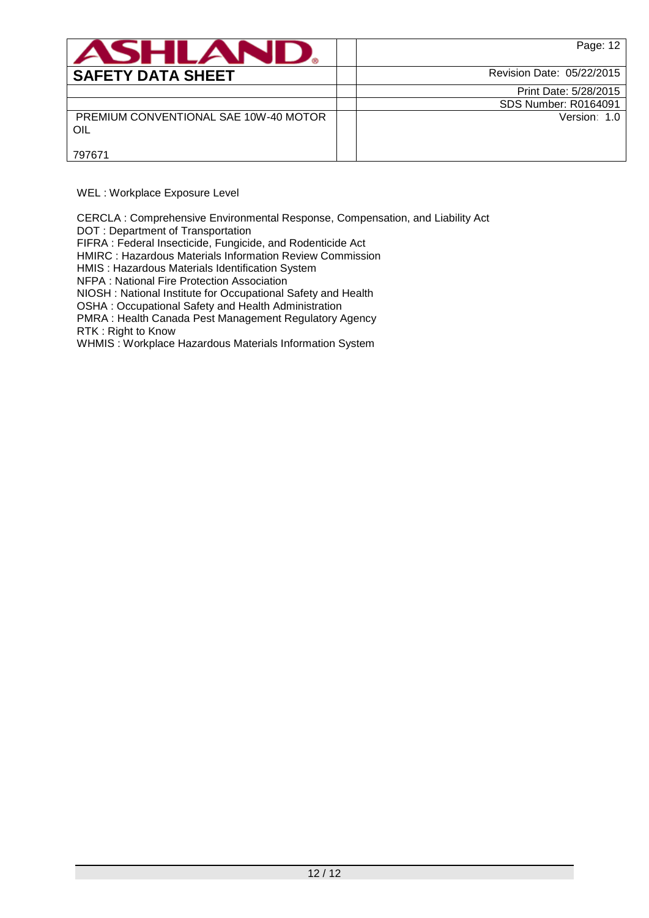WEL : Workplace Exposure Level

CERCLA : Comprehensive Environmental Response, Compensation, and Liability Act
DOT : Department of Transportation
FIFRA : Federal Insecticide, Fungicide, and Rodenticide Act
HMIRC : Hazardous Materials Information Review Commission
HMIS : Hazardous Materials Identification System
NFPA : National Fire Protection Association
NIOSH : National Institute for Occupational Safety and Health
OSHA : Occupational Safety and Health Administration
PMRA : Health Canada Pest Management Regulatory Agency
RTK : Right to Know
WHMIS : Workplace Hazardous Materials Information System